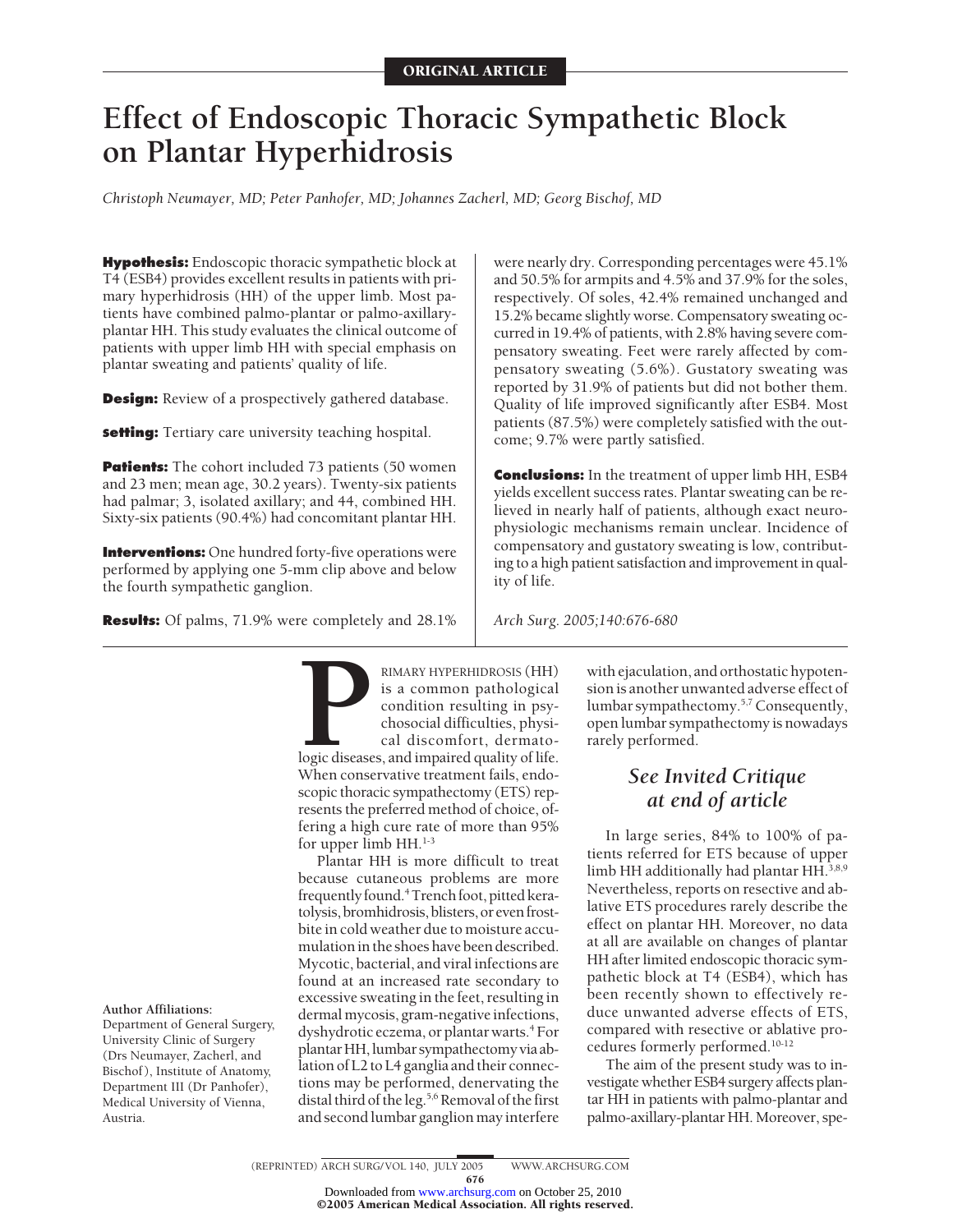ORIGINAL ARTICLE

# Effect of Endoscopic Thoracic Sympathetic Block on Plantar Hyperhidrosis

*Christoph Neumayer, MD; Peter Panhofer, MD; Johannes Zacherl, MD; Georg Bischof, MD*

**Hypothesis:** Endoscopic thoracic sympathetic block at T4 (ESB4) provides excellent results in patients with primary hyperhidrosis (HH) of the upper limb. Most patients have combined palmo-plantar or palmo-axillary-plantar HH. This study evaluates the clinical outcome of patients with upper limb HH with special emphasis on plantar sweating and patients' quality of life.

**Design:** Review of a prospectively gathered database.

**Setting:** Tertiary care university teaching hospital.

**Patients:** The cohort included 73 patients (50 women and 23 men; mean age, 30.2 years). Twenty-six patients had palmar; 3, isolated axillary; and 44, combined HH. Sixty-six patients (90.4%) had concomitant plantar HH.

**Interventions:** One hundred forty-five operations were performed by applying one 5-mm clip above and below the fourth sympathetic ganglion.

**Results:** Of palms, 71.9% were completely and 28.1% were nearly dry. Corresponding percentages were 45.1% and 50.5% for armpits and 4.5% and 37.9% for the soles, respectively. Of soles, 42.4% remained unchanged and 15.2% became slightly worse. Compensatory sweating occurred in 19.4% of patients, with 2.8% having severe compensatory sweating. Feet were rarely affected by compensatory sweating (5.6%). Gustatory sweating was reported by 31.9% of patients but did not bother them. Quality of life improved significantly after ESB4. Most patients (87.5%) were completely satisfied with the outcome; 9.7% were partly satisfied.

**Conclusions:** In the treatment of upper limb HH, ESB4 yields excellent success rates. Plantar sweating can be relieved in nearly half of patients, although exact neurophysiologic mechanisms remain unclear. Incidence of compensatory and gustatory sweating is low, contributing to a high patient satisfaction and improvement in quality of life.

*Arch Surg. 2005;140:676-680*

PRIMARY HYPERHIDROSIS (HH) is a common pathological condition resulting in psychosocial difficulties, physical discomfort, dermatologic diseases, and impaired quality of life. When conservative treatment fails, endoscopic thoracic sympathectomy (ETS) represents the preferred method of choice, offering a high cure rate of more than 95% for upper limb HH.[1-3]

Plantar HH is more difficult to treat because cutaneous problems are more frequently found.[4] Trench foot, pitted keratolysis, bromhidrosis, blisters, or even frostbite in cold weather due to moisture accumulation in the shoes have been described. Mycotic, bacterial, and viral infections are found at an increased rate secondary to excessive sweating in the feet, resulting in dermal mycosis, gram-negative infections, dyshydrotic eczema, or plantar warts.[4] For plantar HH, lumbar sympathectomy via ablation of L2 to L4 ganglia and their connections may be performed, denervating the distal third of the leg.[5,6] Removal of the first and second lumbar ganglion may interfere with ejaculation, and orthostatic hypotension is another unwanted adverse effect of lumbar sympathectomy.[5,7] Consequently, open lumbar sympathectomy is nowadays rarely performed.

*See Invited Critique at end of article*

In large series, 84% to 100% of patients referred for ETS because of upper limb HH additionally had plantar HH.[3,8,9] Nevertheless, reports on resective and ablative ETS procedures rarely describe the effect on plantar HH. Moreover, no data at all are available on changes of plantar HH after limited endoscopic thoracic sympathetic block at T4 (ESB4), which has been recently shown to effectively reduce unwanted adverse effects of ETS, compared with resective or ablative procedures formerly performed.[10-12]

The aim of the present study was to investigate whether ESB4 surgery affects plantar HH in patients with palmo-plantar and palmo-axillary-plantar HH. Moreover, spe-

**Author Affiliations:** Department of General Surgery, University Clinic of Surgery (Drs Neumayer, Zacherl, and Bischof), Institute of Anatomy, Department III (Dr Panhofer), Medical University of Vienna, Austria.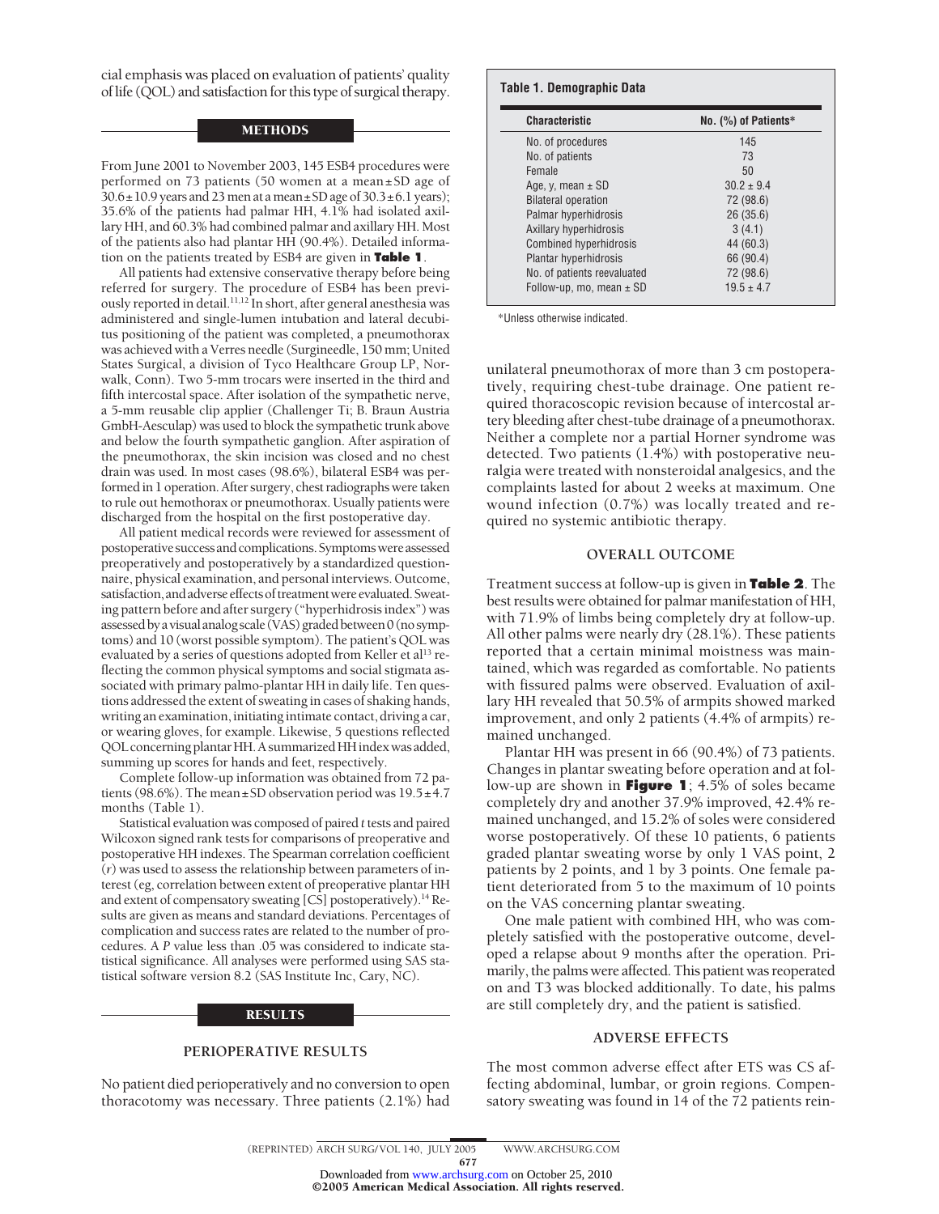cial emphasis was placed on evaluation of patients' quality of life (QOL) and satisfaction for this type of surgical therapy.

## METHODS

From June 2001 to November 2003, 145 ESB4 procedures were performed on 73 patients (50 women at a mean±SD age of 30.6±10.9 years and 23 men at a mean±SD age of 30.3±6.1 years); 35.6% of the patients had palmar HH, 4.1% had isolated axillary HH, and 60.3% had combined palmar and axillary HH. Most of the patients also had plantar HH (90.4%). Detailed information on the patients treated by ESB4 are given in **Table 1**.

All patients had extensive conservative therapy before being referred for surgery. The procedure of ESB4 has been previously reported in detail.[11,12] In short, after general anesthesia was administered and single-lumen intubation and lateral decubitus positioning of the patient was completed, a pneumothorax was achieved with a Verres needle (Surgineedle, 150 mm; United States Surgical, a division of Tyco Healthcare Group LP, Norwalk, Conn). Two 5-mm trocars were inserted in the third and fifth intercostal space. After isolation of the sympathetic nerve, a 5-mm reusable clip applier (Challenger Ti; B. Braun Austria GmbH-Aesculap) was used to block the sympathetic trunk above and below the fourth sympathetic ganglion. After aspiration of the pneumothorax, the skin incision was closed and no chest drain was used. In most cases (98.6%), bilateral ESB4 was performed in 1 operation. After surgery, chest radiographs were taken to rule out hemothorax or pneumothorax. Usually patients were discharged from the hospital on the first postoperative day.

All patient medical records were reviewed for assessment of postoperative success and complications. Symptoms were assessed preoperatively and postoperatively by a standardized questionnaire, physical examination, and personal interviews. Outcome, satisfaction, and adverse effects of treatment were evaluated. Sweating pattern before and after surgery ("hyperhidrosis index") was assessed by a visual analog scale (VAS) graded between 0 (no symptoms) and 10 (worst possible symptom). The patient's QOL was evaluated by a series of questions adopted from Keller et al[13] reflecting the common physical symptoms and social stigmata associated with primary palmo-plantar HH in daily life. Ten questions addressed the extent of sweating in cases of shaking hands, writing an examination, initiating intimate contact, driving a car, or wearing gloves, for example. Likewise, 5 questions reflected QOL concerning plantar HH. A summarized HH index was added, summing up scores for hands and feet, respectively.

Complete follow-up information was obtained from 72 patients (98.6%). The mean±SD observation period was 19.5±4.7 months (Table 1).

Statistical evaluation was composed of paired *t* tests and paired Wilcoxon signed rank tests for comparisons of preoperative and postoperative HH indexes. The Spearman correlation coefficient (*r*) was used to assess the relationship between parameters of interest (eg, correlation between extent of preoperative plantar HH and extent of compensatory sweating [CS] postoperatively).[14] Results are given as means and standard deviations. Percentages of complication and success rates are related to the number of procedures. A *P* value less than .05 was considered to indicate statistical significance. All analyses were performed using SAS statistical software version 8.2 (SAS Institute Inc, Cary, NC).

**Table 1. Demographic Data**

| Characteristic | No. (%) of Patients* |
|---|---|
| No. of procedures | 145 |
| No. of patients | 73 |
| Female | 50 |
| Age, y, mean ± SD | 30.2 ± 9.4 |
| Bilateral operation | 72 (98.6) |
| Palmar hyperhidrosis | 26 (35.6) |
| Axillary hyperhidrosis | 3 (4.1) |
| Combined hyperhidrosis | 44 (60.3) |
| Plantar hyperhidrosis | 66 (90.4) |
| No. of patients reevaluated | 72 (98.6) |
| Follow-up, mo, mean ± SD | 19.5 ± 4.7 |

*Unless otherwise indicated.

## RESULTS

### PERIOPERATIVE RESULTS

No patient died perioperatively and no conversion to open thoracotomy was necessary. Three patients (2.1%) had unilateral pneumothorax of more than 3 cm postoperatively, requiring chest-tube drainage. One patient required thoracoscopic revision because of intercostal artery bleeding after chest-tube drainage of a pneumothorax. Neither a complete nor a partial Horner syndrome was detected. Two patients (1.4%) with postoperative neuralgia were treated with nonsteroidal analgesics, and the complaints lasted for about 2 weeks at maximum. One wound infection (0.7%) was locally treated and required no systemic antibiotic therapy.

### OVERALL OUTCOME

Treatment success at follow-up is given in **Table 2**. The best results were obtained for palmar manifestation of HH, with 71.9% of limbs being completely dry at follow-up. All other palms were nearly dry (28.1%). These patients reported that a certain minimal moistness was maintained, which was regarded as comfortable. No patients with fissured palms were observed. Evaluation of axillary HH revealed that 50.5% of armpits showed marked improvement, and only 2 patients (4.4% of armpits) remained unchanged.

Plantar HH was present in 66 (90.4%) of 73 patients. Changes in plantar sweating before operation and at follow-up are shown in **Figure 1**; 4.5% of soles became completely dry and another 37.9% improved, 42.4% remained unchanged, and 15.2% of soles were considered worse postoperatively. Of these 10 patients, 6 patients graded plantar sweating worse by only 1 VAS point, 2 patients by 2 points, and 1 by 3 points. One female patient deteriorated from 5 to the maximum of 10 points on the VAS concerning plantar sweating.

One male patient with combined HH, who was completely satisfied with the postoperative outcome, developed a relapse about 9 months after the operation. Primarily, the palms were affected. This patient was reoperated on and T3 was blocked additionally. To date, his palms are still completely dry, and the patient is satisfied.

### ADVERSE EFFECTS

The most common adverse effect after ETS was CS affecting abdominal, lumbar, or groin regions. Compensatory sweating was found in 14 of the 72 patients rein-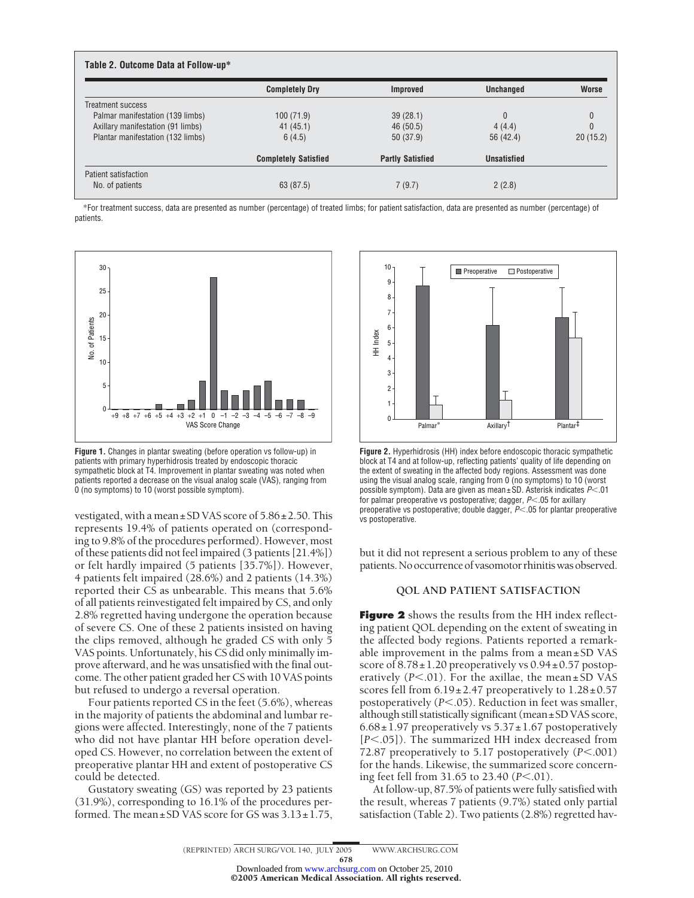**Table 2. Outcome Data at Follow-up***

| | Completely Dry | Improved | Unchanged | Worse |
|---|---|---|---|---|
| Treatment success | | | | |
| Palmar manifestation (139 limbs) | 100 (71.9) | 39 (28.1) | 0 | 0 |
| Axillary manifestation (91 limbs) | 41 (45.1) | 46 (50.5) | 4 (4.4) | 0 |
| Plantar manifestation (132 limbs) | 6 (4.5) | 50 (37.9) | 56 (42.4) | 20 (15.2) |
| | **Completely Satisfied** | **Partly Satisfied** | **Unsatisfied** | |
| Patient satisfaction | | | | |
| No. of patients | 63 (87.5) | 7 (9.7) | 2 (2.8) | |

*For treatment success, data are presented as number (percentage) of treated limbs; for patient satisfaction, data are presented as number (percentage) of patients.

**Figure 1.** Changes in plantar sweating (before operation vs follow-up) in patients with primary hyperhidrosis treated by endoscopic thoracic sympathetic block at T4. Improvement in plantar sweating was noted when patients reported a decrease on the visual analog scale (VAS), ranging from 0 (no symptoms) to 10 (worst possible symptom).

**Figure 2.** Hyperhidrosis (HH) index before endoscopic thoracic sympathetic block at T4 and at follow-up, reflecting patients' quality of life depending on the extent of sweating in the affected body regions. Assessment was done using the visual analog scale, ranging from 0 (no symptoms) to 10 (worst possible symptom). Data are given as mean±SD. Asterisk indicates $P<.01$ for palmar preoperative vs postoperative; dagger, $P<.05$ for axillary preoperative vs postoperative; double dagger, $P<.05$ for plantar preoperative vs postoperative.

vestigated, with a mean±SD VAS score of 5.86±2.50. This represents 19.4% of patients operated on (corresponding to 9.8% of the procedures performed). However, most of these patients did not feel impaired (3 patients [21.4%]) or felt hardly impaired (5 patients [35.7%]). However, 4 patients felt impaired (28.6%) and 2 patients (14.3%) reported their CS as unbearable. This means that 5.6% of all patients reinvestigated felt impaired by CS, and only 2.8% regretted having undergone the operation because of severe CS. One of these 2 patients insisted on having the clips removed, although he graded CS with only 5 VAS points. Unfortunately, his CS did only minimally improve afterward, and he was unsatisfied with the final outcome. The other patient graded her CS with 10 VAS points but refused to undergo a reversal operation.

Four patients reported CS in the feet (5.6%), whereas in the majority of patients the abdominal and lumbar regions were affected. Interestingly, none of the 7 patients who did not have plantar HH before operation developed CS. However, no correlation between the extent of preoperative plantar HH and extent of postoperative CS could be detected.

Gustatory sweating (GS) was reported by 23 patients (31.9%), corresponding to 16.1% of the procedures performed. The mean±SD VAS score for GS was 3.13±1.75, but it did not represent a serious problem to any of these patients. No occurrence of vasomotor rhinitis was observed.

## QOL AND PATIENT SATISFACTION

**Figure 2** shows the results from the HH index reflecting patient QOL depending on the extent of sweating in the affected body regions. Patients reported a remarkable improvement in the palms from a mean±SD VAS score of 8.78±1.20 preoperatively vs 0.94±0.57 postoperatively ($P<.01$). For the axillae, the mean±SD VAS scores fell from 6.19±2.47 preoperatively to 1.28±0.57 postoperatively ($P<.05$). Reduction in feet was smaller, although still statistically significant (mean±SD VAS score, 6.68±1.97 preoperatively vs 5.37±1.67 postoperatively [$P<.05$]). The summarized HH index decreased from 72.87 preoperatively to 5.17 postoperatively ($P<.001$) for the hands. Likewise, the summarized score concerning feet fell from 31.65 to 23.40 ($P<.01$).

At follow-up, 87.5% of patients were fully satisfied with the result, whereas 7 patients (9.7%) stated only partial satisfaction (Table 2). Two patients (2.8%) regretted hav-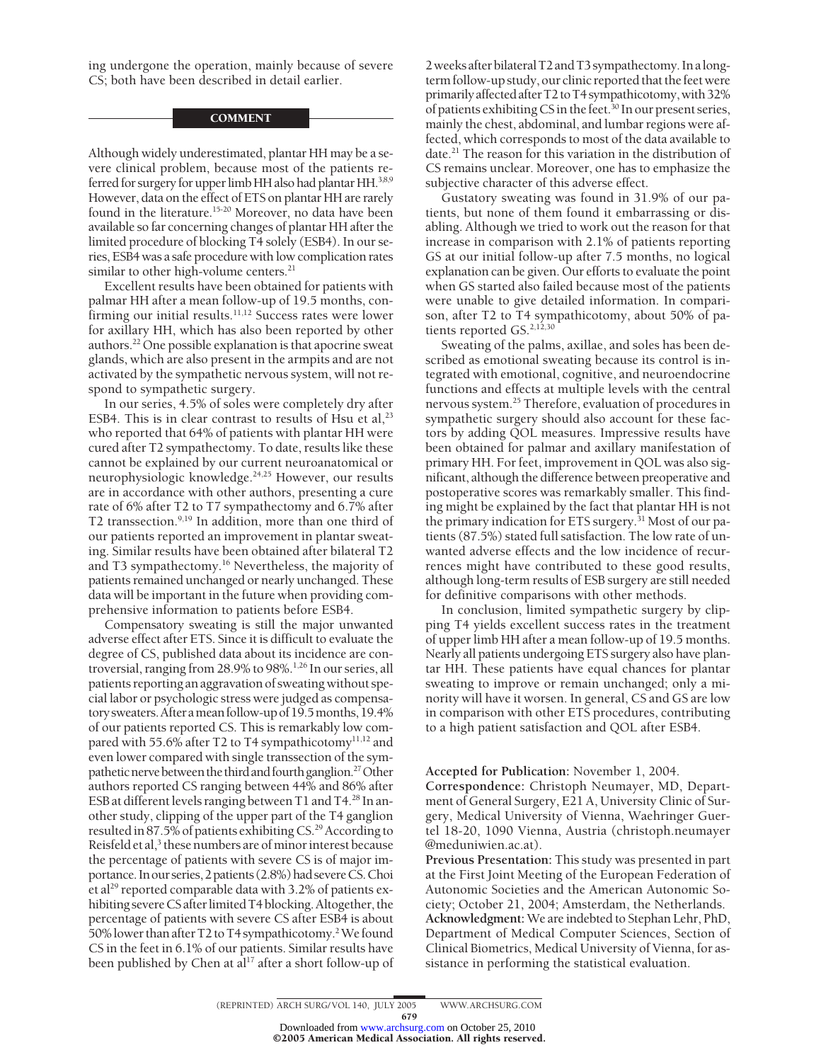ing undergone the operation, mainly because of severe CS; both have been described in detail earlier.

## COMMENT

Although widely underestimated, plantar HH may be a severe clinical problem, because most of the patients referred for surgery for upper limb HH also had plantar HH.[3,8,9] However, data on the effect of ETS on plantar HH are rarely found in the literature.[15-20] Moreover, no data have been available so far concerning changes of plantar HH after the limited procedure of blocking T4 solely (ESB4). In our series, ESB4 was a safe procedure with low complication rates similar to other high-volume centers.[21]

Excellent results have been obtained for patients with palmar HH after a mean follow-up of 19.5 months, confirming our initial results.[11,12] Success rates were lower for axillary HH, which has also been reported by other authors.[22] One possible explanation is that apocrine sweat glands, which are also present in the armpits and are not activated by the sympathetic nervous system, will not respond to sympathetic surgery.

In our series, 4.5% of soles were completely dry after ESB4. This is in clear contrast to results of Hsu et al,[23] who reported that 64% of patients with plantar HH were cured after T2 sympathectomy. To date, results like these cannot be explained by our current neuroanatomical or neurophysiologic knowledge.[24,25] However, our results are in accordance with other authors, presenting a cure rate of 6% after T2 to T7 sympathectomy and 6.7% after T2 transsection.[9,19] In addition, more than one third of our patients reported an improvement in plantar sweating. Similar results have been obtained after bilateral T2 and T3 sympathectomy.[16] Nevertheless, the majority of patients remained unchanged or nearly unchanged. These data will be important in the future when providing comprehensive information to patients before ESB4.

Compensatory sweating is still the major unwanted adverse effect after ETS. Since it is difficult to evaluate the degree of CS, published data about its incidence are controversial, ranging from 28.9% to 98%.[1,26] In our series, all patients reporting an aggravation of sweating without special labor or psychologic stress were judged as compensatory sweaters. After a mean follow-up of 19.5 months, 19.4% of our patients reported CS. This is remarkably low compared with 55.6% after T2 to T4 sympathicotomy[11,12] and even lower compared with single transsection of the sympathetic nerve between the third and fourth ganglion.[27] Other authors reported CS ranging between 44% and 86% after ESB at different levels ranging between T1 and T4.[28] In another study, clipping of the upper part of the T4 ganglion resulted in 87.5% of patients exhibiting CS.[29] According to Reisfeld et al,[3] these numbers are of minor interest because the percentage of patients with severe CS is of major importance. In our series, 2 patients (2.8%) had severe CS. Choi et al[29] reported comparable data with 3.2% of patients exhibiting severe CS after limited T4 blocking. Altogether, the percentage of patients with severe CS after ESB4 is about 50% lower than after T2 to T4 sympathicotomy.[2] We found CS in the feet in 6.1% of our patients. Similar results have been published by Chen at al[17] after a short follow-up of 2 weeks after bilateral T2 and T3 sympathectomy. In a long-term follow-up study, our clinic reported that the feet were primarily affected after T2 to T4 sympathicotomy, with 32% of patients exhibiting CS in the feet.[30] In our present series, mainly the chest, abdominal, and lumbar regions were affected, which corresponds to most of the data available to date.[21] The reason for this variation in the distribution of CS remains unclear. Moreover, one has to emphasize the subjective character of this adverse effect.

Gustatory sweating was found in 31.9% of our patients, but none of them found it embarrassing or disabling. Although we tried to work out the reason for that increase in comparison with 2.1% of patients reporting GS at our initial follow-up after 7.5 months, no logical explanation can be given. Our efforts to evaluate the point when GS started also failed because most of the patients were unable to give detailed information. In comparison, after T2 to T4 sympathicotomy, about 50% of patients reported GS.[2,12,30]

Sweating of the palms, axillae, and soles has been described as emotional sweating because its control is integrated with emotional, cognitive, and neuroendocrine functions and effects at multiple levels with the central nervous system.[25] Therefore, evaluation of procedures in sympathetic surgery should also account for these factors by adding QOL measures. Impressive results have been obtained for palmar and axillary manifestation of primary HH. For feet, improvement in QOL was also significant, although the difference between preoperative and postoperative scores was remarkably smaller. This finding might be explained by the fact that plantar HH is not the primary indication for ETS surgery.[31] Most of our patients (87.5%) stated full satisfaction. The low rate of unwanted adverse effects and the low incidence of recurrences might have contributed to these good results, although long-term results of ESB surgery are still needed for definitive comparisons with other methods.

In conclusion, limited sympathetic surgery by clipping T4 yields excellent success rates in the treatment of upper limb HH after a mean follow-up of 19.5 months. Nearly all patients undergoing ETS surgery also have plantar HH. These patients have equal chances for plantar sweating to improve or remain unchanged; only a minority will have it worsen. In general, CS and GS are low in comparison with other ETS procedures, contributing to a high patient satisfaction and QOL after ESB4.

**Accepted for Publication:** November 1, 2004.

**Correspondence:** Christoph Neumayer, MD, Department of General Surgery, E21 A, University Clinic of Surgery, Medical University of Vienna, Waehringer Guertel 18-20, 1090 Vienna, Austria (christoph.neumayer@meduniwien.ac.at).

**Previous Presentation:** This study was presented in part at the First Joint Meeting of the European Federation of Autonomic Societies and the American Autonomic Society; October 21, 2004; Amsterdam, the Netherlands.

**Acknowledgment:** We are indebted to Stephan Lehr, PhD, Department of Medical Computer Sciences, Section of Clinical Biometrics, Medical University of Vienna, for assistance in performing the statistical evaluation.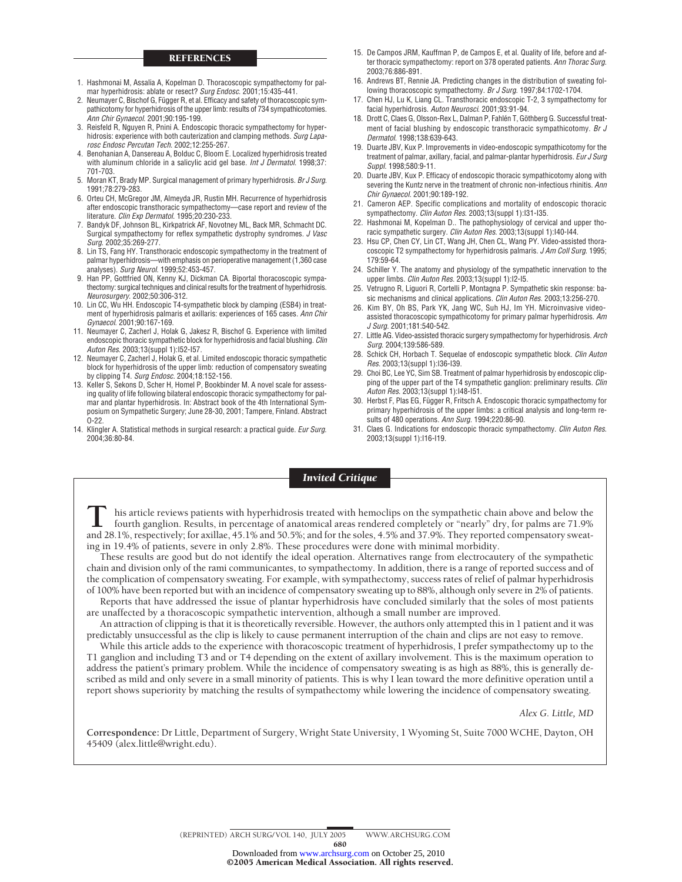## REFERENCES

1. Hashmonai M, Assalia A, Kopelman D. Thoracoscopic sympathectomy for palmar hyperhidrosis: ablate or resect? *Surg Endosc.* 2001;15:435-441.
2. Neumayer C, Bischof G, Függer R, et al. Efficacy and safety of thoracoscopic sympathicotomy for hyperhidrosis of the upper limb: results of 734 sympathicotomies. *Ann Chir Gynaecol.* 2001;90:195-199.
3. Reisfeld R, Nguyen R, Pnini A. Endoscopic thoracic sympathectomy for hyperhidrosis: experience with both cauterization and clamping methods. *Surg Laparosc Endosc Percutan Tech.* 2002;12:255-267.
4. Benohanian A, Dansereau A, Bolduc C, Bloom E. Localized hyperhidrosis treated with aluminum chloride in a salicylic acid gel base. *Int J Dermatol.* 1998;37:701-703.
5. Moran KT, Brady MP. Surgical management of primary hyperhidrosis. *Br J Surg.* 1991;78:279-283.
6. Orteu CH, McGregor JM, Almeyda JR, Rustin MH. Recurrence of hyperhidrosis after endoscopic transthoracic sympathectomy—case report and review of the literature. *Clin Exp Dermatol.* 1995;20:230-233.
7. Bandyk DF, Johnson BL, Kirkpatrick AF, Novotney ML, Back MR, Schmacht DC. Surgical sympathectomy for reflex sympathetic dystrophy syndromes. *J Vasc Surg.* 2002;35:269-277.
8. Lin TS, Fang HY. Transthoracic endoscopic sympathectomy in the treatment of palmar hyperhidrosis—with emphasis on perioperative management (1,360 case analyses). *Surg Neurol.* 1999;52:453-457.
9. Han PP, Gottfried ON, Kenny KJ, Dickman CA. Biportal thoracoscopic sympathectomy: surgical techniques and clinical results for the treatment of hyperhidrosis. *Neurosurgery.* 2002;50:306-312.
10. Lin CC, Wu HH. Endoscopic T4-sympathetic block by clamping (ESB4) in treatment of hyperhidrosis palmaris et axillaris: experiences of 165 cases. *Ann Chir Gynaecol.* 2001;90:167-169.
11. Neumayer C, Zacherl J, Holak G, Jakesz R, Bischof G. Experience with limited endoscopic thoracic sympathetic block for hyperhidrosis and facial blushing. *Clin Auton Res.* 2003;13(suppl 1):I52-I57.
12. Neumayer C, Zacherl J, Holak G, et al. Limited endoscopic thoracic sympathetic block for hyperhidrosis of the upper limb: reduction of compensatory sweating by clipping T4. *Surg Endosc.* 2004;18:152-156.
13. Keller S, Sekons D, Scher H, Homel P, Bookbinder M. A novel scale for assessing quality of life following bilateral endoscopic thoracic sympathectomy for palmar and plantar hyperhidrosis. In: Abstract book of the 4th International Symposium on Sympathetic Surgery; June 28-30, 2001; Tampere, Finland. Abstract O-22.
14. Klingler A. Statistical methods in surgical research: a practical guide. *Eur Surg.* 2004;36:80-84.
15. De Campos JRM, Kauffman P, de Campos E, et al. Quality of life, before and after thoracic sympathectomy: report on 378 operated patients. *Ann Thorac Surg.* 2003;76:886-891.
16. Andrews BT, Rennie JA. Predicting changes in the distribution of sweating following thoracoscopic sympathectomy. *Br J Surg.* 1997;84:1702-1704.
17. Chen HJ, Lu K, Liang CL. Transthoracic endoscopic T-2, 3 sympathectomy for facial hyperhidrosis. *Auton Neurosci.* 2001;93:91-94.
18. Drott C, Claes G, Olsson-Rex L, Dalman P, Fahlén T, Göthberg G. Successful treatment of facial blushing by endoscopic transthoracic sympathicotomy. *Br J Dermatol.* 1998;138:639-643.
19. Duarte JBV, Kux P. Improvements in video-endoscopic sympathicotomy for the treatment of palmar, axillary, facial, and palmar-plantar hyperhidrosis. *Eur J Surg Suppl.* 1998;580:9-11.
20. Duarte JBV, Kux P. Efficacy of endoscopic thoracic sympathicotomy along with severing the Kuntz nerve in the treatment of chronic non-infectious rhinitis. *Ann Chir Gynaecol.* 2001;90:189-192.
21. Cameron AEP. Specific complications and mortality of endoscopic thoracic sympathectomy. *Clin Auton Res.* 2003;13(suppl 1):I31-I35.
22. Hashmonai M, Kopelman D.. The pathophysiology of cervical and upper thoracic sympathetic surgery. *Clin Auton Res.* 2003;13(suppl 1):I40-I44.
23. Hsu CP, Chen CY, Lin CT, Wang JH, Chen CL, Wang PY. Video-assisted thoracoscopic T2 sympathectomy for hyperhidrosis palmaris. *J Am Coll Surg.* 1995;179:59-64.
24. Schiller Y. The anatomy and physiology of the sympathetic innervation to the upper limbs. *Clin Auton Res.* 2003;13(suppl 1):I2-I5.
25. Vetrugno R, Liguori R, Cortelli P, Montagna P. Sympathetic skin response: basic mechanisms and clinical applications. *Clin Auton Res.* 2003;13:256-270.
26. Kim BY, Oh BS, Park YK, Jang WC, Suh HJ, Im YH. Microinvasive video-assisted thoracoscopic sympathicotomy for primary palmar hyperhidrosis. *Am J Surg.* 2001;181:540-542.
27. Little AG. Video-assisted thoracic surgery sympathectomy for hyperhidrosis. *Arch Surg.* 2004;139:586-589.
28. Schick CH, Horbach T. Sequelae of endoscopic sympathetic block. *Clin Auton Res.* 2003;13(suppl 1):I36-I39.
29. Choi BC, Lee YC, Sim SB. Treatment of palmar hyperhidrosis by endoscopic clipping of the upper part of the T4 sympathetic ganglion: preliminary results. *Clin Auton Res.* 2003;13(suppl 1):I48-I51.
30. Herbst F, Plas EG, Függer R, Fritsch A. Endoscopic thoracic sympathectomy for primary hyperhidrosis of the upper limbs: a critical analysis and long-term results of 480 operations. *Ann Surg.* 1994;220:86-90.
31. Claes G. Indications for endoscopic thoracic sympathectomy. *Clin Auton Res.* 2003;13(suppl 1):I16-I19.

## *Invited Critique*

This article reviews patients with hyperhidrosis treated with hemoclips on the sympathetic chain above and below the fourth ganglion. Results, in percentage of anatomical areas rendered completely or "nearly" dry, for palms are 71.9% and 28.1%, respectively; for axillae, 45.1% and 50.5%; and for the soles, 4.5% and 37.9%. They reported compensatory sweating in 19.4% of patients, severe in only 2.8%. These procedures were done with minimal morbidity.

These results are good but do not identify the ideal operation. Alternatives range from electrocautery of the sympathetic chain and division only of the rami communicantes, to sympathectomy. In addition, there is a range of reported success and of the complication of compensatory sweating. For example, with sympathectomy, success rates of relief of palmar hyperhidrosis of 100% have been reported but with an incidence of compensatory sweating up to 88%, although only severe in 2% of patients.

Reports that have addressed the issue of plantar hyperhidrosis have concluded similarly that the soles of most patients are unaffected by a thoracoscopic sympathetic intervention, although a small number are improved.

An attraction of clipping is that it is theoretically reversible. However, the authors only attempted this in 1 patient and it was predictably unsuccessful as the clip is likely to cause permanent interruption of the chain and clips are not easy to remove.

While this article adds to the experience with thoracoscopic treatment of hyperhidrosis, I prefer sympathectomy up to the T1 ganglion and including T3 or T4 depending on the extent of axillary involvement. This is the maximum operation to address the patient's primary problem. While the incidence of compensatory sweating is as high as 88%, this is generally described as mild and only severe in a small minority of patients. This is why I lean toward the more definitive operation until a report shows superiority by matching the results of sympathectomy while lowering the incidence of compensatory sweating.

*Alex G. Little, MD*

**Correspondence:** Dr Little, Department of Surgery, Wright State University, 1 Wyoming St, Suite 7000 WCHE, Dayton, OH 45409 (alex.little@wright.edu).